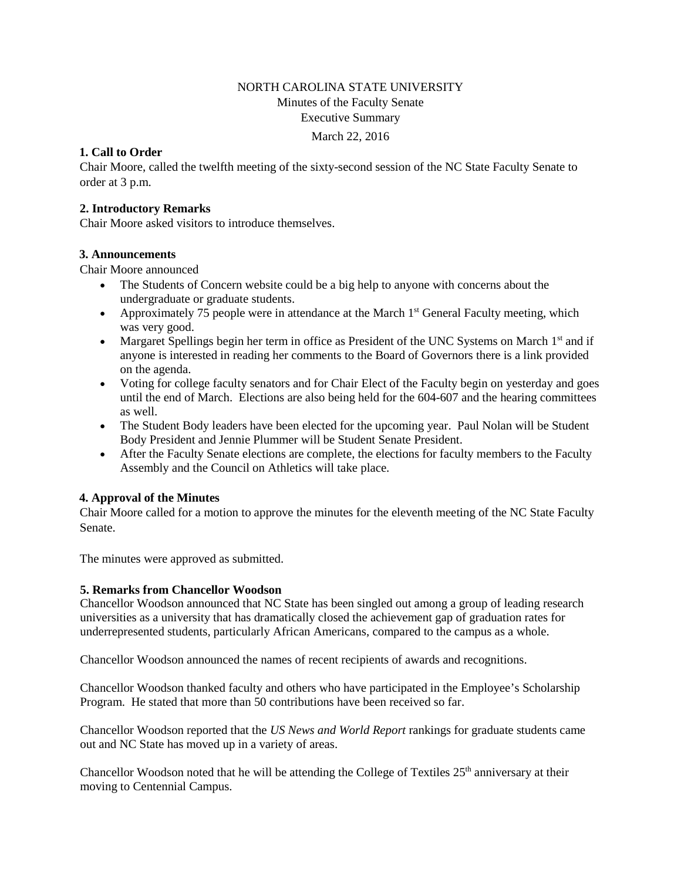NORTH CAROLINA STATE UNIVERSITY
Minutes of the Faculty Senate
Executive Summary
March 22, 2016

**1. Call to Order**
Chair Moore, called the twelfth meeting of the sixty-second session of the NC State Faculty Senate to order at 3 p.m.

**2. Introductory Remarks**
Chair Moore asked visitors to introduce themselves.

**3. Announcements**
Chair Moore announced

- The Students of Concern website could be a big help to anyone with concerns about the undergraduate or graduate students.
- Approximately 75 people were in attendance at the March 1st General Faculty meeting, which was very good.
- Margaret Spellings begin her term in office as President of the UNC Systems on March 1st and if anyone is interested in reading her comments to the Board of Governors there is a link provided on the agenda.
- Voting for college faculty senators and for Chair Elect of the Faculty begin on yesterday and goes until the end of March. Elections are also being held for the 604-607 and the hearing committees as well.
- The Student Body leaders have been elected for the upcoming year. Paul Nolan will be Student Body President and Jennie Plummer will be Student Senate President.
- After the Faculty Senate elections are complete, the elections for faculty members to the Faculty Assembly and the Council on Athletics will take place.

**4. Approval of the Minutes**
Chair Moore called for a motion to approve the minutes for the eleventh meeting of the NC State Faculty Senate.

The minutes were approved as submitted.

**5. Remarks from Chancellor Woodson**
Chancellor Woodson announced that NC State has been singled out among a group of leading research universities as a university that has dramatically closed the achievement gap of graduation rates for underrepresented students, particularly African Americans, compared to the campus as a whole.

Chancellor Woodson announced the names of recent recipients of awards and recognitions.

Chancellor Woodson thanked faculty and others who have participated in the Employee's Scholarship Program. He stated that more than 50 contributions have been received so far.

Chancellor Woodson reported that the *US News and World Report* rankings for graduate students came out and NC State has moved up in a variety of areas.

Chancellor Woodson noted that he will be attending the College of Textiles 25th anniversary at their moving to Centennial Campus.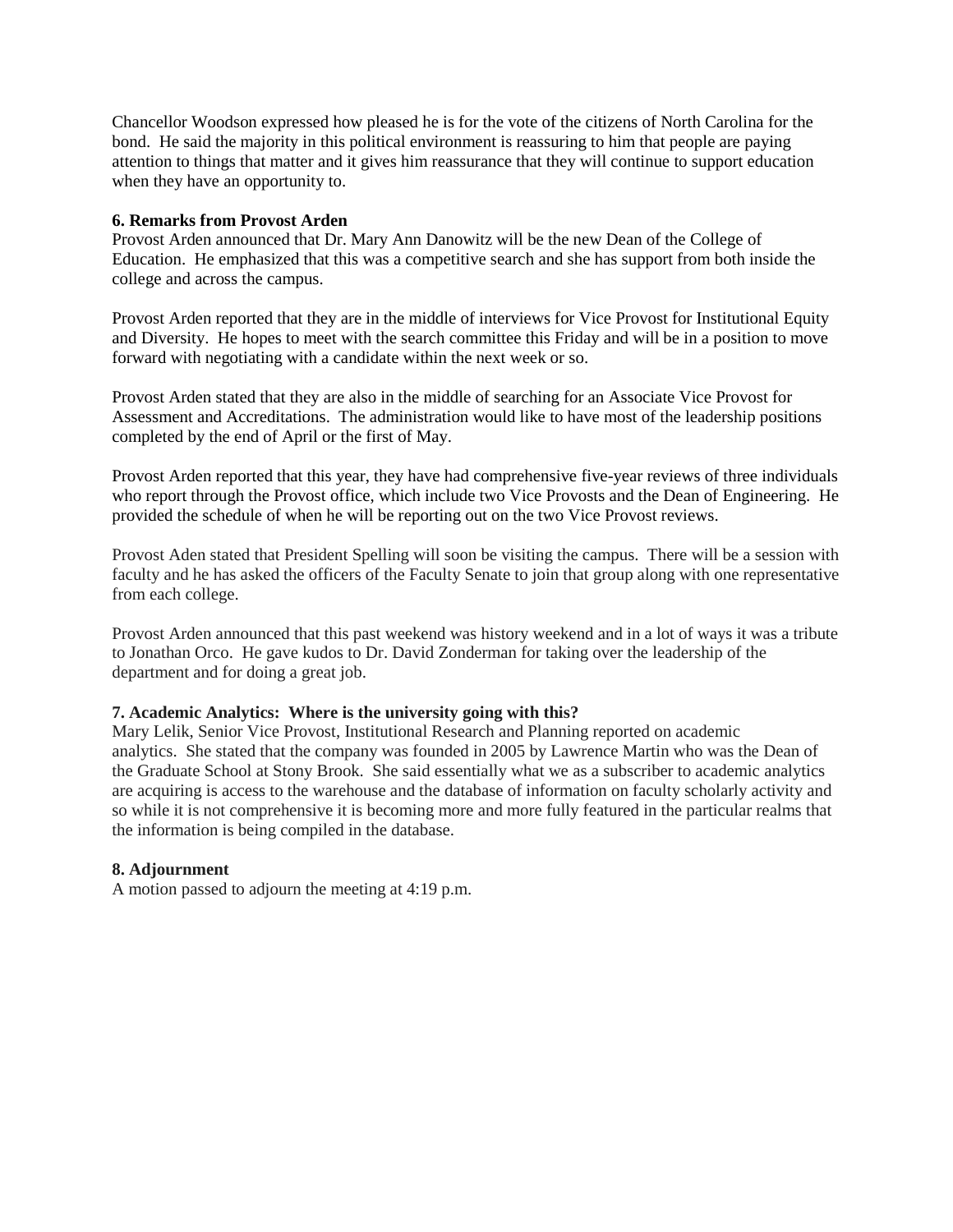Chancellor Woodson expressed how pleased he is for the vote of the citizens of North Carolina for the bond. He said the majority in this political environment is reassuring to him that people are paying attention to things that matter and it gives him reassurance that they will continue to support education when they have an opportunity to.

**6. Remarks from Provost Arden**

Provost Arden announced that Dr. Mary Ann Danowitz will be the new Dean of the College of Education. He emphasized that this was a competitive search and she has support from both inside the college and across the campus.

Provost Arden reported that they are in the middle of interviews for Vice Provost for Institutional Equity and Diversity. He hopes to meet with the search committee this Friday and will be in a position to move forward with negotiating with a candidate within the next week or so.

Provost Arden stated that they are also in the middle of searching for an Associate Vice Provost for Assessment and Accreditations. The administration would like to have most of the leadership positions completed by the end of April or the first of May.

Provost Arden reported that this year, they have had comprehensive five-year reviews of three individuals who report through the Provost office, which include two Vice Provosts and the Dean of Engineering. He provided the schedule of when he will be reporting out on the two Vice Provost reviews.

Provost Aden stated that President Spelling will soon be visiting the campus. There will be a session with faculty and he has asked the officers of the Faculty Senate to join that group along with one representative from each college.

Provost Arden announced that this past weekend was history weekend and in a lot of ways it was a tribute to Jonathan Orco. He gave kudos to Dr. David Zonderman for taking over the leadership of the department and for doing a great job.

**7. Academic Analytics: Where is the university going with this?**

Mary Lelik, Senior Vice Provost, Institutional Research and Planning reported on academic analytics. She stated that the company was founded in 2005 by Lawrence Martin who was the Dean of the Graduate School at Stony Brook. She said essentially what we as a subscriber to academic analytics are acquiring is access to the warehouse and the database of information on faculty scholarly activity and so while it is not comprehensive it is becoming more and more fully featured in the particular realms that the information is being compiled in the database.

**8. Adjournment**

A motion passed to adjourn the meeting at 4:19 p.m.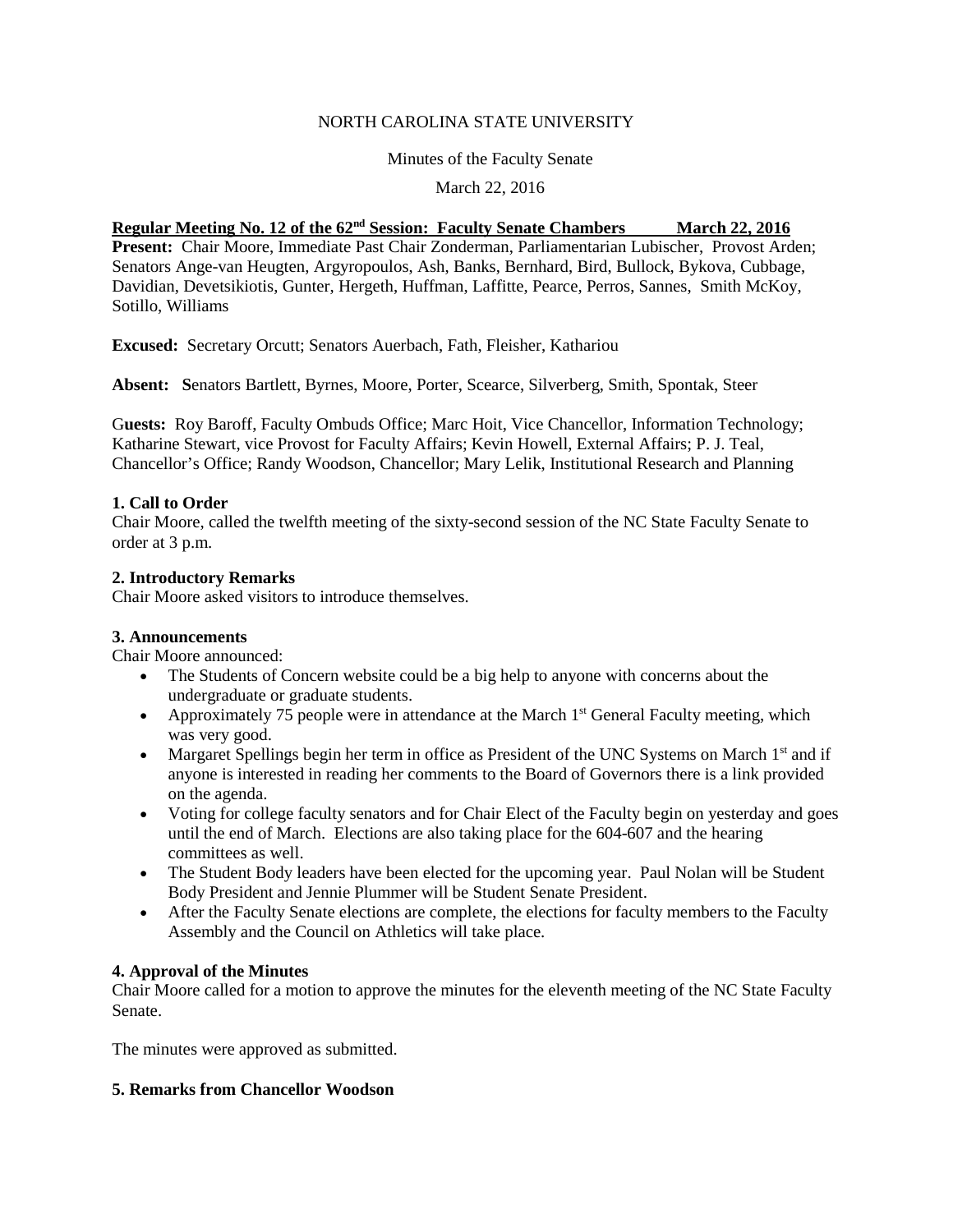NORTH CAROLINA STATE UNIVERSITY

Minutes of the Faculty Senate

March 22, 2016

**Regular Meeting No. 12 of the 62nd Session: Faculty Senate Chambers March 22, 2016**

**Present:** Chair Moore, Immediate Past Chair Zonderman, Parliamentarian Lubischer, Provost Arden; Senators Ange-van Heugten, Argyropoulos, Ash, Banks, Bernhard, Bird, Bullock, Bykova, Cubbage, Davidian, Devetsikiotis, Gunter, Hergeth, Huffman, Laffitte, Pearce, Perros, Sannes, Smith McKoy, Sotillo, Williams

**Excused:** Secretary Orcutt; Senators Auerbach, Fath, Fleisher, Kathariou

**Absent:** **S**enators Bartlett, Byrnes, Moore, Porter, Scearce, Silverberg, Smith, Spontak, Steer

G**uests:** Roy Baroff, Faculty Ombuds Office; Marc Hoit, Vice Chancellor, Information Technology; Katharine Stewart, vice Provost for Faculty Affairs; Kevin Howell, External Affairs; P. J. Teal, Chancellor's Office; Randy Woodson, Chancellor; Mary Lelik, Institutional Research and Planning

**1. Call to Order**

Chair Moore, called the twelfth meeting of the sixty-second session of the NC State Faculty Senate to order at 3 p.m.

**2. Introductory Remarks**

Chair Moore asked visitors to introduce themselves.

**3. Announcements**

Chair Moore announced:

- The Students of Concern website could be a big help to anyone with concerns about the undergraduate or graduate students.
- Approximately 75 people were in attendance at the March 1st General Faculty meeting, which was very good.
- Margaret Spellings begin her term in office as President of the UNC Systems on March 1st and if anyone is interested in reading her comments to the Board of Governors there is a link provided on the agenda.
- Voting for college faculty senators and for Chair Elect of the Faculty begin on yesterday and goes until the end of March. Elections are also taking place for the 604-607 and the hearing committees as well.
- The Student Body leaders have been elected for the upcoming year. Paul Nolan will be Student Body President and Jennie Plummer will be Student Senate President.
- After the Faculty Senate elections are complete, the elections for faculty members to the Faculty Assembly and the Council on Athletics will take place.

**4. Approval of the Minutes**

Chair Moore called for a motion to approve the minutes for the eleventh meeting of the NC State Faculty Senate.

The minutes were approved as submitted.

**5. Remarks from Chancellor Woodson**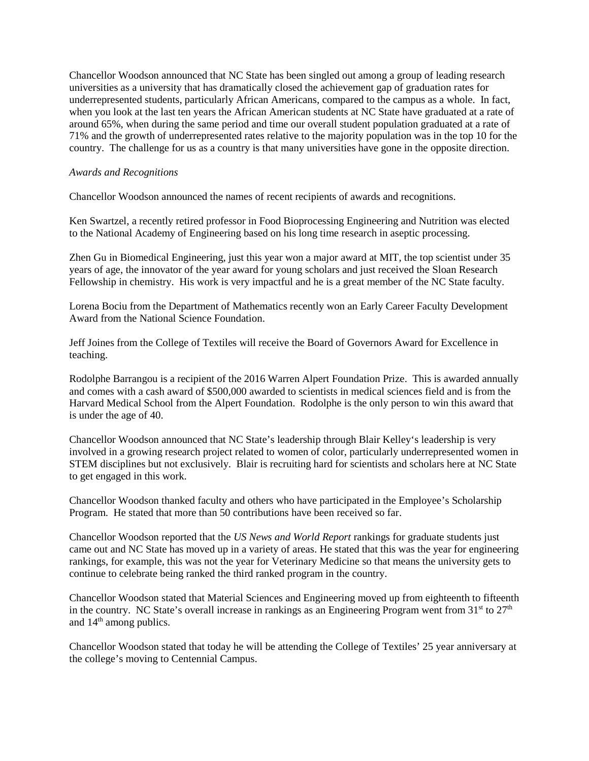Chancellor Woodson announced that NC State has been singled out among a group of leading research universities as a university that has dramatically closed the achievement gap of graduation rates for underrepresented students, particularly African Americans, compared to the campus as a whole. In fact, when you look at the last ten years the African American students at NC State have graduated at a rate of around 65%, when during the same period and time our overall student population graduated at a rate of 71% and the growth of underrepresented rates relative to the majority population was in the top 10 for the country. The challenge for us as a country is that many universities have gone in the opposite direction.

*Awards and Recognitions*

Chancellor Woodson announced the names of recent recipients of awards and recognitions.

Ken Swartzel, a recently retired professor in Food Bioprocessing Engineering and Nutrition was elected to the National Academy of Engineering based on his long time research in aseptic processing.

Zhen Gu in Biomedical Engineering, just this year won a major award at MIT, the top scientist under 35 years of age, the innovator of the year award for young scholars and just received the Sloan Research Fellowship in chemistry. His work is very impactful and he is a great member of the NC State faculty.

Lorena Bociu from the Department of Mathematics recently won an Early Career Faculty Development Award from the National Science Foundation.

Jeff Joines from the College of Textiles will receive the Board of Governors Award for Excellence in teaching.

Rodolphe Barrangou is a recipient of the 2016 Warren Alpert Foundation Prize. This is awarded annually and comes with a cash award of $500,000 awarded to scientists in medical sciences field and is from the Harvard Medical School from the Alpert Foundation. Rodolphe is the only person to win this award that is under the age of 40.

Chancellor Woodson announced that NC State's leadership through Blair Kelley's leadership is very involved in a growing research project related to women of color, particularly underrepresented women in STEM disciplines but not exclusively. Blair is recruiting hard for scientists and scholars here at NC State to get engaged in this work.

Chancellor Woodson thanked faculty and others who have participated in the Employee's Scholarship Program. He stated that more than 50 contributions have been received so far.

Chancellor Woodson reported that the *US News and World Report* rankings for graduate students just came out and NC State has moved up in a variety of areas. He stated that this was the year for engineering rankings, for example, this was not the year for Veterinary Medicine so that means the university gets to continue to celebrate being ranked the third ranked program in the country.

Chancellor Woodson stated that Material Sciences and Engineering moved up from eighteenth to fifteenth in the country. NC State's overall increase in rankings as an Engineering Program went from 31st to 27th and 14th among publics.

Chancellor Woodson stated that today he will be attending the College of Textiles' 25 year anniversary at the college's moving to Centennial Campus.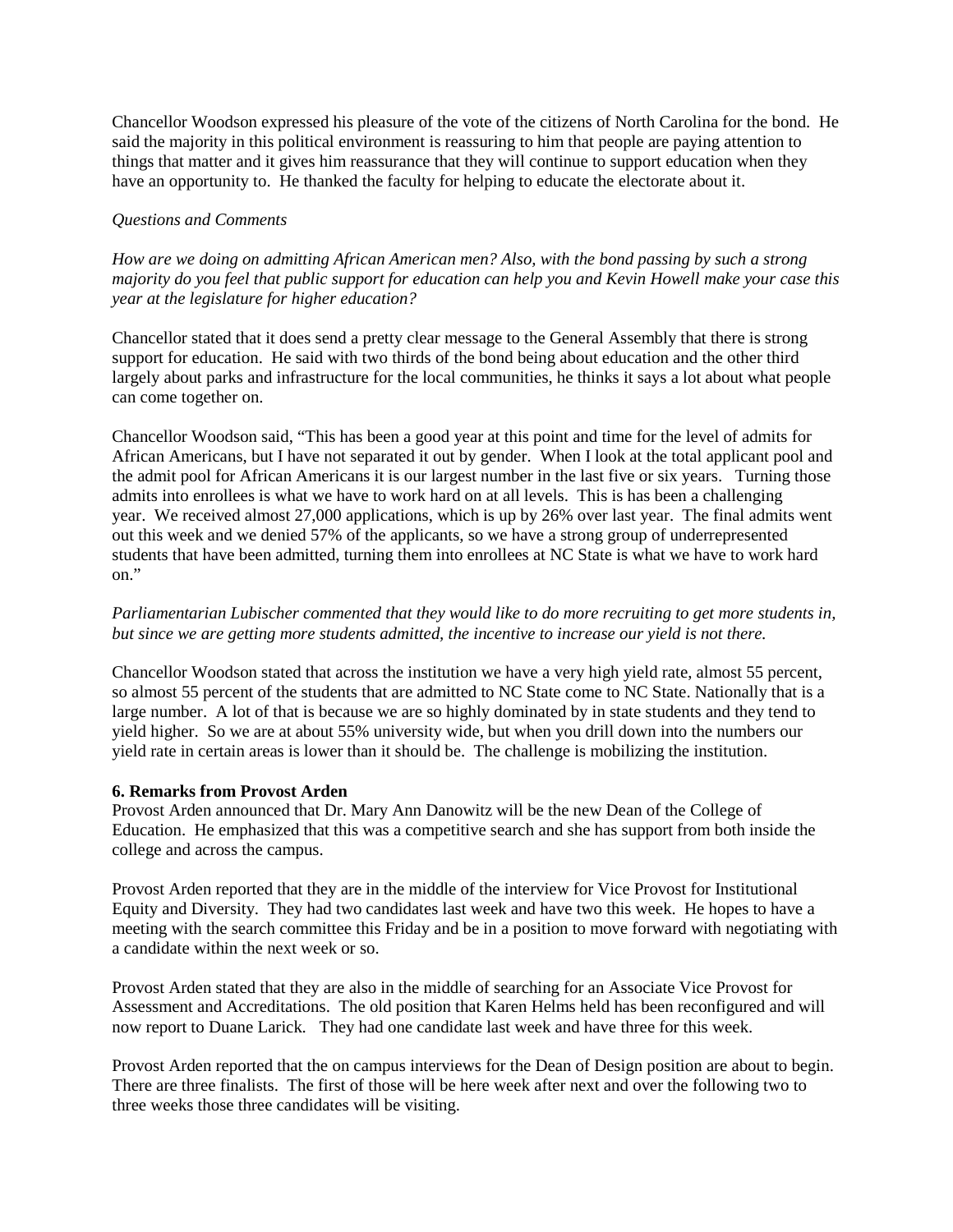Chancellor Woodson expressed his pleasure of the vote of the citizens of North Carolina for the bond. He said the majority in this political environment is reassuring to him that people are paying attention to things that matter and it gives him reassurance that they will continue to support education when they have an opportunity to. He thanked the faculty for helping to educate the electorate about it.

*Questions and Comments*

*How are we doing on admitting African American men? Also, with the bond passing by such a strong majority do you feel that public support for education can help you and Kevin Howell make your case this year at the legislature for higher education?*

Chancellor stated that it does send a pretty clear message to the General Assembly that there is strong support for education. He said with two thirds of the bond being about education and the other third largely about parks and infrastructure for the local communities, he thinks it says a lot about what people can come together on.

Chancellor Woodson said, "This has been a good year at this point and time for the level of admits for African Americans, but I have not separated it out by gender. When I look at the total applicant pool and the admit pool for African Americans it is our largest number in the last five or six years. Turning those admits into enrollees is what we have to work hard on at all levels. This is has been a challenging year. We received almost 27,000 applications, which is up by 26% over last year. The final admits went out this week and we denied 57% of the applicants, so we have a strong group of underrepresented students that have been admitted, turning them into enrollees at NC State is what we have to work hard on."

*Parliamentarian Lubischer commented that they would like to do more recruiting to get more students in, but since we are getting more students admitted, the incentive to increase our yield is not there.*

Chancellor Woodson stated that across the institution we have a very high yield rate, almost 55 percent, so almost 55 percent of the students that are admitted to NC State come to NC State. Nationally that is a large number. A lot of that is because we are so highly dominated by in state students and they tend to yield higher. So we are at about 55% university wide, but when you drill down into the numbers our yield rate in certain areas is lower than it should be. The challenge is mobilizing the institution.

**6. Remarks from Provost Arden**

Provost Arden announced that Dr. Mary Ann Danowitz will be the new Dean of the College of Education. He emphasized that this was a competitive search and she has support from both inside the college and across the campus.

Provost Arden reported that they are in the middle of the interview for Vice Provost for Institutional Equity and Diversity. They had two candidates last week and have two this week. He hopes to have a meeting with the search committee this Friday and be in a position to move forward with negotiating with a candidate within the next week or so.

Provost Arden stated that they are also in the middle of searching for an Associate Vice Provost for Assessment and Accreditations. The old position that Karen Helms held has been reconfigured and will now report to Duane Larick. They had one candidate last week and have three for this week.

Provost Arden reported that the on campus interviews for the Dean of Design position are about to begin. There are three finalists. The first of those will be here week after next and over the following two to three weeks those three candidates will be visiting.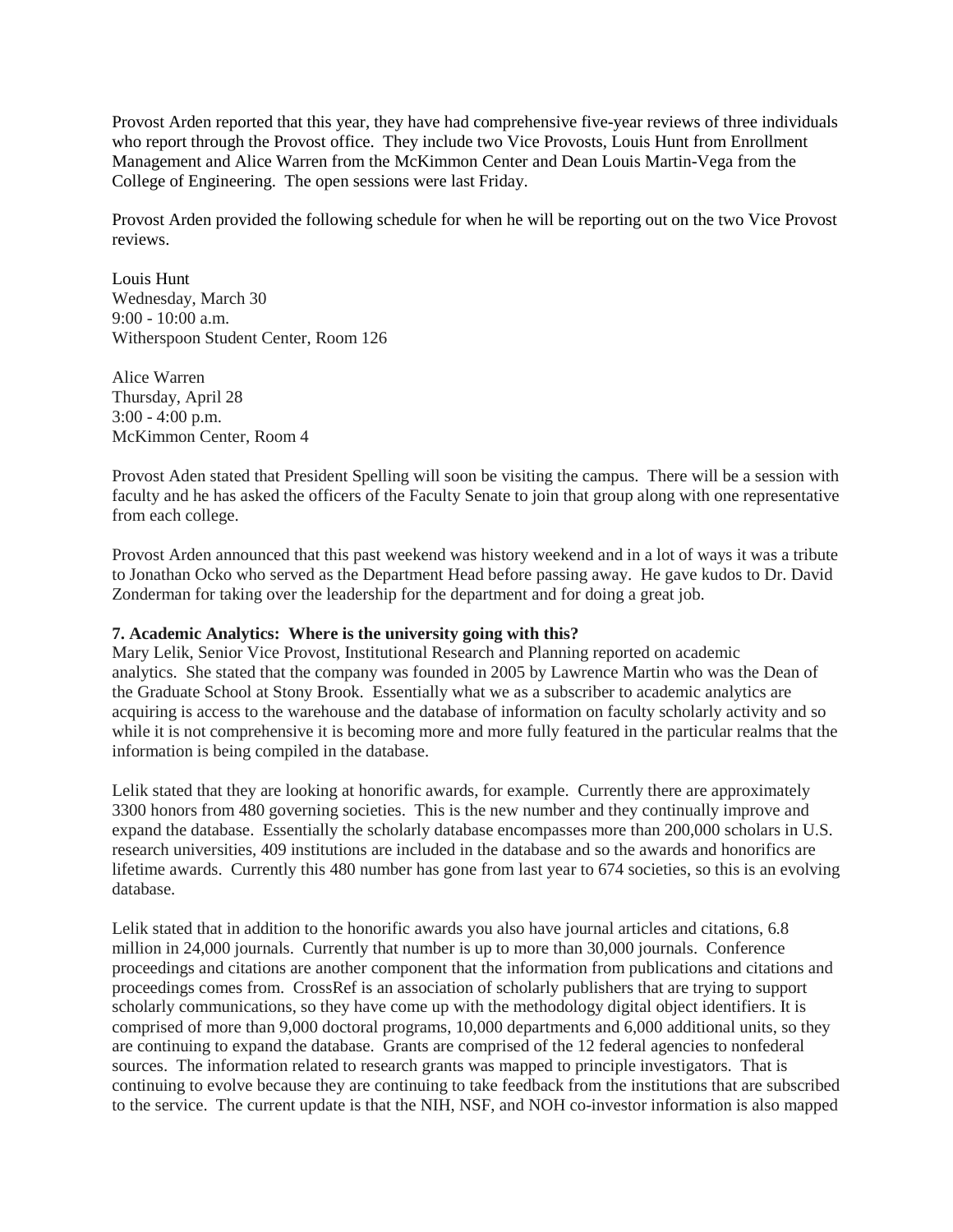Provost Arden reported that this year, they have had comprehensive five-year reviews of three individuals who report through the Provost office. They include two Vice Provosts, Louis Hunt from Enrollment Management and Alice Warren from the McKimmon Center and Dean Louis Martin-Vega from the College of Engineering. The open sessions were last Friday.

Provost Arden provided the following schedule for when he will be reporting out on the two Vice Provost reviews.

Louis Hunt  
Wednesday, March 30  
9:00 - 10:00 a.m.  
Witherspoon Student Center, Room 126

Alice Warren  
Thursday, April 28  
3:00 - 4:00 p.m.  
McKimmon Center, Room 4

Provost Aden stated that President Spelling will soon be visiting the campus. There will be a session with faculty and he has asked the officers of the Faculty Senate to join that group along with one representative from each college.

Provost Arden announced that this past weekend was history weekend and in a lot of ways it was a tribute to Jonathan Ocko who served as the Department Head before passing away. He gave kudos to Dr. David Zonderman for taking over the leadership for the department and for doing a great job.

**7. Academic Analytics: Where is the university going with this?**

Mary Lelik, Senior Vice Provost, Institutional Research and Planning reported on academic analytics. She stated that the company was founded in 2005 by Lawrence Martin who was the Dean of the Graduate School at Stony Brook. Essentially what we as a subscriber to academic analytics are acquiring is access to the warehouse and the database of information on faculty scholarly activity and so while it is not comprehensive it is becoming more and more fully featured in the particular realms that the information is being compiled in the database.

Lelik stated that they are looking at honorific awards, for example. Currently there are approximately 3300 honors from 480 governing societies. This is the new number and they continually improve and expand the database. Essentially the scholarly database encompasses more than 200,000 scholars in U.S. research universities, 409 institutions are included in the database and so the awards and honorifics are lifetime awards. Currently this 480 number has gone from last year to 674 societies, so this is an evolving database.

Lelik stated that in addition to the honorific awards you also have journal articles and citations, 6.8 million in 24,000 journals. Currently that number is up to more than 30,000 journals. Conference proceedings and citations are another component that the information from publications and citations and proceedings comes from. CrossRef is an association of scholarly publishers that are trying to support scholarly communications, so they have come up with the methodology digital object identifiers. It is comprised of more than 9,000 doctoral programs, 10,000 departments and 6,000 additional units, so they are continuing to expand the database. Grants are comprised of the 12 federal agencies to nonfederal sources. The information related to research grants was mapped to principle investigators. That is continuing to evolve because they are continuing to take feedback from the institutions that are subscribed to the service. The current update is that the NIH, NSF, and NOH co-investor information is also mapped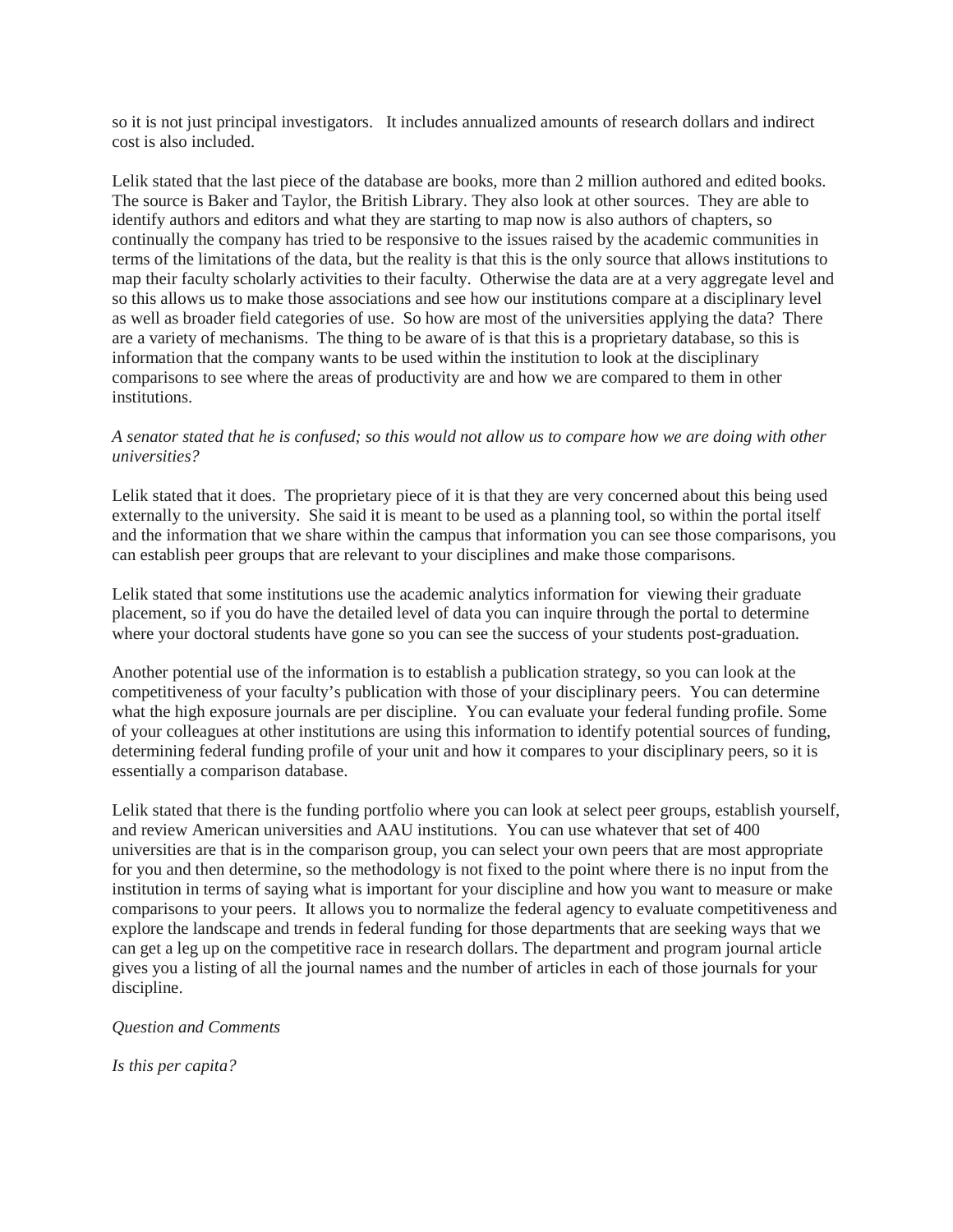so it is not just principal investigators. It includes annualized amounts of research dollars and indirect cost is also included.

Lelik stated that the last piece of the database are books, more than 2 million authored and edited books. The source is Baker and Taylor, the British Library. They also look at other sources. They are able to identify authors and editors and what they are starting to map now is also authors of chapters, so continually the company has tried to be responsive to the issues raised by the academic communities in terms of the limitations of the data, but the reality is that this is the only source that allows institutions to map their faculty scholarly activities to their faculty. Otherwise the data are at a very aggregate level and so this allows us to make those associations and see how our institutions compare at a disciplinary level as well as broader field categories of use. So how are most of the universities applying the data? There are a variety of mechanisms. The thing to be aware of is that this is a proprietary database, so this is information that the company wants to be used within the institution to look at the disciplinary comparisons to see where the areas of productivity are and how we are compared to them in other institutions.

*A senator stated that he is confused; so this would not allow us to compare how we are doing with other universities?*

Lelik stated that it does. The proprietary piece of it is that they are very concerned about this being used externally to the university. She said it is meant to be used as a planning tool, so within the portal itself and the information that we share within the campus that information you can see those comparisons, you can establish peer groups that are relevant to your disciplines and make those comparisons.

Lelik stated that some institutions use the academic analytics information for viewing their graduate placement, so if you do have the detailed level of data you can inquire through the portal to determine where your doctoral students have gone so you can see the success of your students post-graduation.

Another potential use of the information is to establish a publication strategy, so you can look at the competitiveness of your faculty's publication with those of your disciplinary peers. You can determine what the high exposure journals are per discipline. You can evaluate your federal funding profile. Some of your colleagues at other institutions are using this information to identify potential sources of funding, determining federal funding profile of your unit and how it compares to your disciplinary peers, so it is essentially a comparison database.

Lelik stated that there is the funding portfolio where you can look at select peer groups, establish yourself, and review American universities and AAU institutions. You can use whatever that set of 400 universities are that is in the comparison group, you can select your own peers that are most appropriate for you and then determine, so the methodology is not fixed to the point where there is no input from the institution in terms of saying what is important for your discipline and how you want to measure or make comparisons to your peers. It allows you to normalize the federal agency to evaluate competitiveness and explore the landscape and trends in federal funding for those departments that are seeking ways that we can get a leg up on the competitive race in research dollars. The department and program journal article gives you a listing of all the journal names and the number of articles in each of those journals for your discipline.

*Question and Comments*

*Is this per capita?*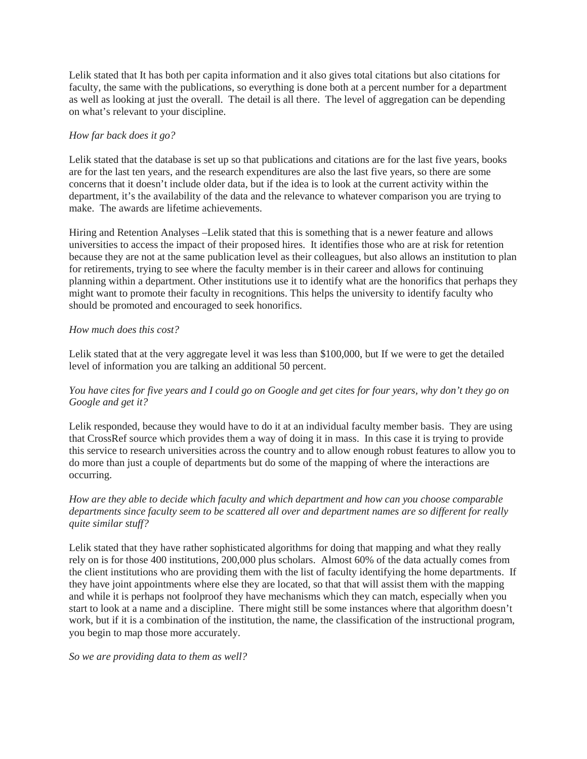Lelik stated that It has both per capita information and it also gives total citations but also citations for faculty, the same with the publications, so everything is done both at a percent number for a department as well as looking at just the overall. The detail is all there. The level of aggregation can be depending on what's relevant to your discipline.

*How far back does it go?*

Lelik stated that the database is set up so that publications and citations are for the last five years, books are for the last ten years, and the research expenditures are also the last five years, so there are some concerns that it doesn't include older data, but if the idea is to look at the current activity within the department, it's the availability of the data and the relevance to whatever comparison you are trying to make. The awards are lifetime achievements.

Hiring and Retention Analyses –Lelik stated that this is something that is a newer feature and allows universities to access the impact of their proposed hires. It identifies those who are at risk for retention because they are not at the same publication level as their colleagues, but also allows an institution to plan for retirements, trying to see where the faculty member is in their career and allows for continuing planning within a department. Other institutions use it to identify what are the honorifics that perhaps they might want to promote their faculty in recognitions. This helps the university to identify faculty who should be promoted and encouraged to seek honorifics.

*How much does this cost?*

Lelik stated that at the very aggregate level it was less than $100,000, but If we were to get the detailed level of information you are talking an additional 50 percent.

*You have cites for five years and I could go on Google and get cites for four years, why don't they go on Google and get it?*

Lelik responded, because they would have to do it at an individual faculty member basis. They are using that CrossRef source which provides them a way of doing it in mass. In this case it is trying to provide this service to research universities across the country and to allow enough robust features to allow you to do more than just a couple of departments but do some of the mapping of where the interactions are occurring.

*How are they able to decide which faculty and which department and how can you choose comparable departments since faculty seem to be scattered all over and department names are so different for really quite similar stuff?*

Lelik stated that they have rather sophisticated algorithms for doing that mapping and what they really rely on is for those 400 institutions, 200,000 plus scholars. Almost 60% of the data actually comes from the client institutions who are providing them with the list of faculty identifying the home departments. If they have joint appointments where else they are located, so that that will assist them with the mapping and while it is perhaps not foolproof they have mechanisms which they can match, especially when you start to look at a name and a discipline. There might still be some instances where that algorithm doesn't work, but if it is a combination of the institution, the name, the classification of the instructional program, you begin to map those more accurately.

*So we are providing data to them as well?*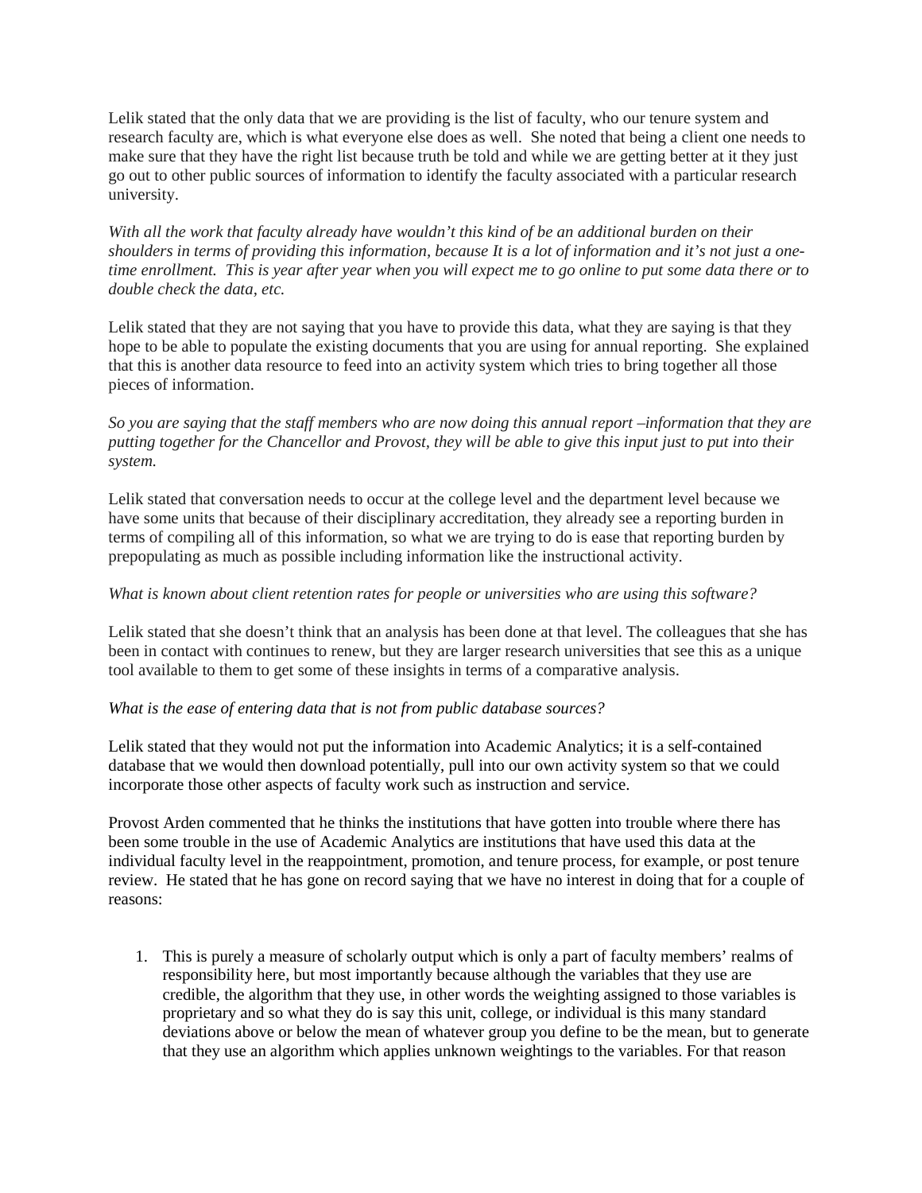Lelik stated that the only data that we are providing is the list of faculty, who our tenure system and research faculty are, which is what everyone else does as well. She noted that being a client one needs to make sure that they have the right list because truth be told and while we are getting better at it they just go out to other public sources of information to identify the faculty associated with a particular research university.

*With all the work that faculty already have wouldn't this kind of be an additional burden on their shoulders in terms of providing this information, because It is a lot of information and it's not just a one-time enrollment. This is year after year when you will expect me to go online to put some data there or to double check the data, etc.*

Lelik stated that they are not saying that you have to provide this data, what they are saying is that they hope to be able to populate the existing documents that you are using for annual reporting. She explained that this is another data resource to feed into an activity system which tries to bring together all those pieces of information.

*So you are saying that the staff members who are now doing this annual report –information that they are putting together for the Chancellor and Provost, they will be able to give this input just to put into their system.*

Lelik stated that conversation needs to occur at the college level and the department level because we have some units that because of their disciplinary accreditation, they already see a reporting burden in terms of compiling all of this information, so what we are trying to do is ease that reporting burden by prepopulating as much as possible including information like the instructional activity.

*What is known about client retention rates for people or universities who are using this software?*

Lelik stated that she doesn't think that an analysis has been done at that level. The colleagues that she has been in contact with continues to renew, but they are larger research universities that see this as a unique tool available to them to get some of these insights in terms of a comparative analysis.

*What is the ease of entering data that is not from public database sources?*

Lelik stated that they would not put the information into Academic Analytics; it is a self-contained database that we would then download potentially, pull into our own activity system so that we could incorporate those other aspects of faculty work such as instruction and service.

Provost Arden commented that he thinks the institutions that have gotten into trouble where there has been some trouble in the use of Academic Analytics are institutions that have used this data at the individual faculty level in the reappointment, promotion, and tenure process, for example, or post tenure review. He stated that he has gone on record saying that we have no interest in doing that for a couple of reasons:

1. This is purely a measure of scholarly output which is only a part of faculty members' realms of responsibility here, but most importantly because although the variables that they use are credible, the algorithm that they use, in other words the weighting assigned to those variables is proprietary and so what they do is say this unit, college, or individual is this many standard deviations above or below the mean of whatever group you define to be the mean, but to generate that they use an algorithm which applies unknown weightings to the variables. For that reason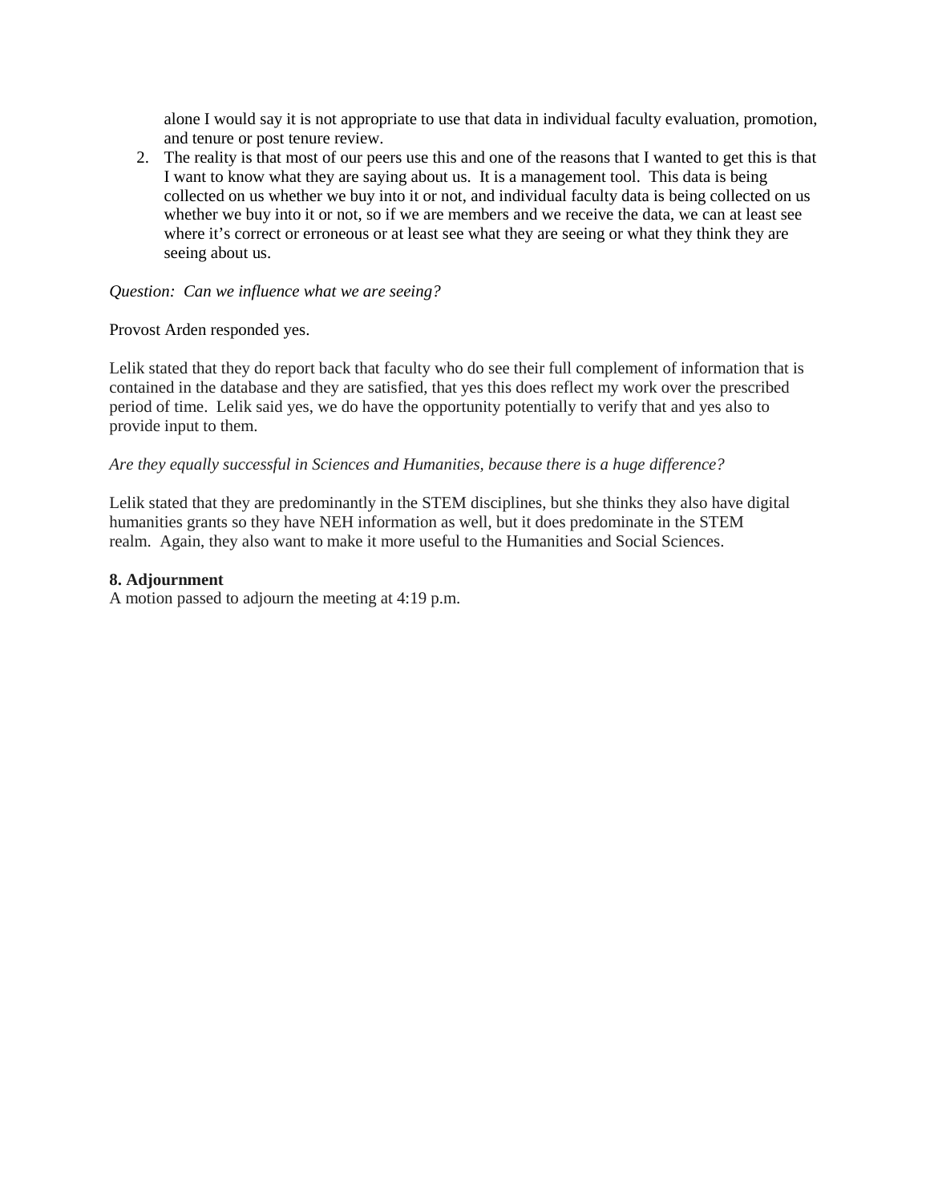alone I would say it is not appropriate to use that data in individual faculty evaluation, promotion, and tenure or post tenure review.

2. The reality is that most of our peers use this and one of the reasons that I wanted to get this is that I want to know what they are saying about us. It is a management tool. This data is being collected on us whether we buy into it or not, and individual faculty data is being collected on us whether we buy into it or not, so if we are members and we receive the data, we can at least see where it's correct or erroneous or at least see what they are seeing or what they think they are seeing about us.

*Question: Can we influence what we are seeing?*

Provost Arden responded yes.

Lelik stated that they do report back that faculty who do see their full complement of information that is contained in the database and they are satisfied, that yes this does reflect my work over the prescribed period of time. Lelik said yes, we do have the opportunity potentially to verify that and yes also to provide input to them.

*Are they equally successful in Sciences and Humanities, because there is a huge difference?*

Lelik stated that they are predominantly in the STEM disciplines, but she thinks they also have digital humanities grants so they have NEH information as well, but it does predominate in the STEM realm. Again, they also want to make it more useful to the Humanities and Social Sciences.

**8. Adjournment**

A motion passed to adjourn the meeting at 4:19 p.m.